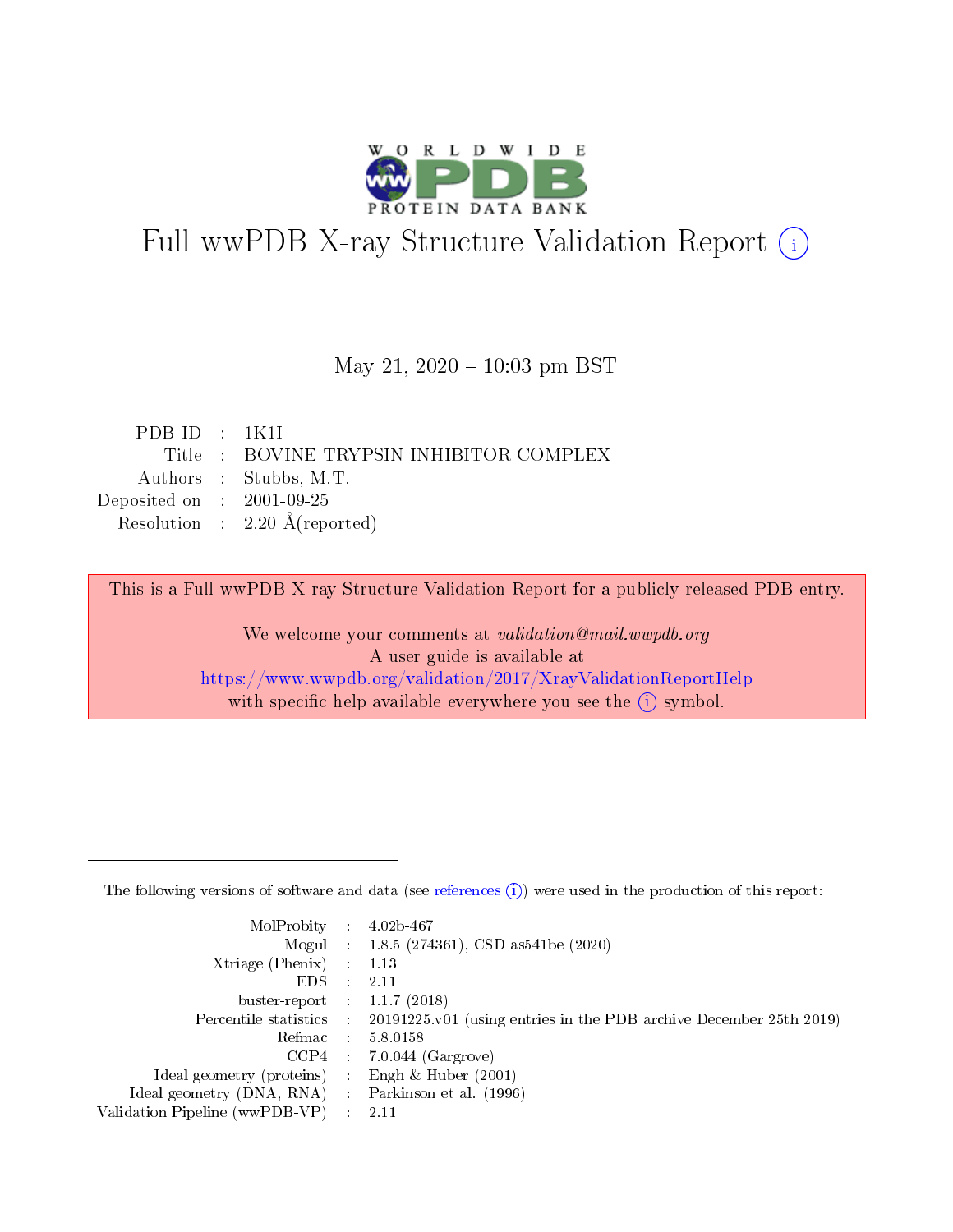# Full wwPDB X-ray Structure Validation Report (i)

May 21, 2020 – 10:03 pm BST

| | | |
|---|---|---|
| PDB ID | : | 1K1I |
| Title | : | BOVINE TRYPSIN-INHIBITOR COMPLEX |
| Authors | : | Stubbs, M.T. |
| Deposited on | : | 2001-09-25 |
| Resolution | : | 2.20 Å(reported) |

This is a Full wwPDB X-ray Structure Validation Report for a publicly released PDB entry.

We welcome your comments at *validation@mail.wwpdb.org*
A user guide is available at
https://www.wwpdb.org/validation/2017/XrayValidationReportHelp
with specific help available everywhere you see the (i) symbol.

---

The following versions of software and data (see references (i)) were used in the production of this report:

| | | |
|---|---|---|
| MolProbity | : | 4.02b-467 |
| Mogul | : | 1.8.5 (274361), CSD as541be (2020) |
| Xtriage (Phenix) | : | 1.13 |
| EDS | : | 2.11 |
| buster-report | : | 1.1.7 (2018) |
| Percentile statistics | : | 20191225.v01 (using entries in the PDB archive December 25th 2019) |
| Refmac | : | 5.8.0158 |
| CCP4 | : | 7.0.044 (Gargrove) |
| Ideal geometry (proteins) | : | Engh & Huber (2001) |
| Ideal geometry (DNA, RNA) | : | Parkinson et al. (1996) |
| Validation Pipeline (wwPDB-VP) | : | 2.11 |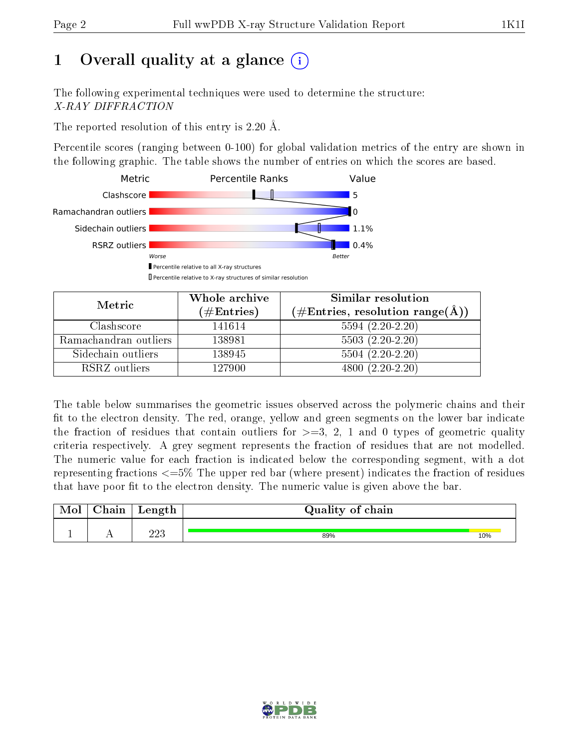# 1 Overall quality at a glance (i)

The following experimental techniques were used to determine the structure:
*X-RAY DIFFRACTION*

The reported resolution of this entry is 2.20 Å.

Percentile scores (ranging between 0-100) for global validation metrics of the entry are shown in the following graphic. The table shows the number of entries on which the scores are based.

| Metric | Value |
|---|---|
| Clashscore | 5 |
| Ramachandran outliers | 0 |
| Sidechain outliers | 1.1% |
| RSRZ outliers | 0.4% |

Worse — Better

▮ Percentile relative to all X-ray structures

▯ Percentile relative to X-ray structures of similar resolution

| Metric | Whole archive (#Entries) | Similar resolution (#Entries, resolution range(Å)) |
|---|---|---|
| Clashscore | 141614 | 5594 (2.20-2.20) |
| Ramachandran outliers | 138981 | 5503 (2.20-2.20) |
| Sidechain outliers | 138945 | 5504 (2.20-2.20) |
| RSRZ outliers | 127900 | 4800 (2.20-2.20) |

The table below summarises the geometric issues observed across the polymeric chains and their fit to the electron density. The red, orange, yellow and green segments on the lower bar indicate the fraction of residues that contain outliers for >=3, 2, 1 and 0 types of geometric quality criteria respectively. A grey segment represents the fraction of residues that are not modelled. The numeric value for each fraction is indicated below the corresponding segment, with a dot representing fractions <=5% The upper red bar (where present) indicates the fraction of residues that have poor fit to the electron density. The numeric value is given above the bar.

| Mol | Chain | Length | Quality of chain |
|---|---|---|---|
| 1 | A | 223 | 89% · 10% |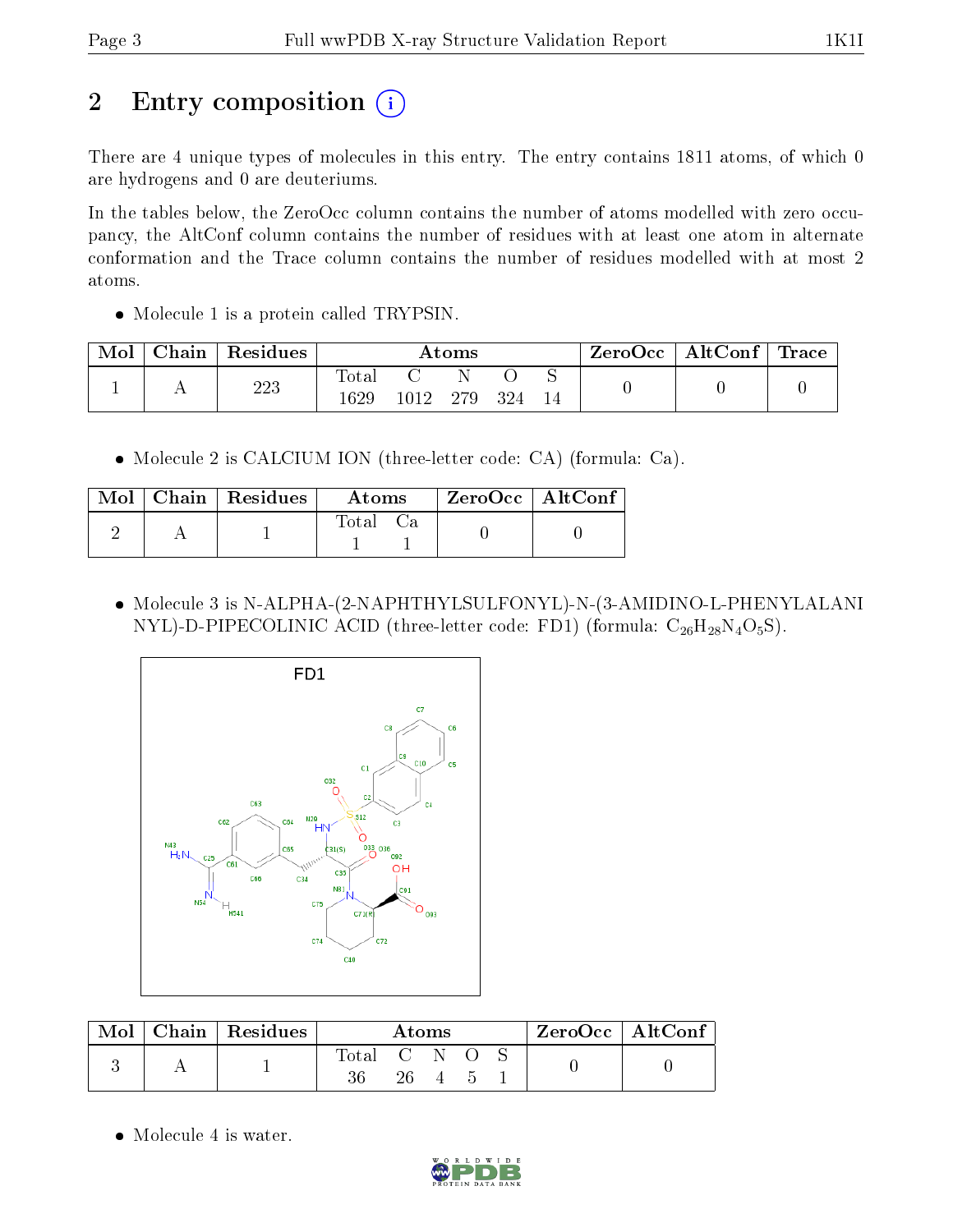# 2 Entry composition

There are 4 unique types of molecules in this entry. The entry contains 1811 atoms, of which 0 are hydrogens and 0 are deuteriums.

In the tables below, the ZeroOcc column contains the number of atoms modelled with zero occupancy, the AltConf column contains the number of residues with at least one atom in alternate conformation and the Trace column contains the number of residues modelled with at most 2 atoms.

- Molecule 1 is a protein called TRYPSIN.

| Mol | Chain | Residues | Atoms | | | | | ZeroOcc | AltConf | Trace |
|---|---|---|---|---|---|---|---|---|---|---|
| 1 | A | 223 | Total<br>1629 | C<br>1012 | N<br>279 | O<br>324 | S<br>14 | 0 | 0 | 0 |

- Molecule 2 is CALCIUM ION (three-letter code: CA) (formula: Ca).

| Mol | Chain | Residues | Atoms | | ZeroOcc | AltConf |
|---|---|---|---|---|---|---|
| 2 | A | 1 | Total<br>1 | Ca<br>1 | 0 | 0 |

- Molecule 3 is N-ALPHA-(2-NAPHTHYLSULFONYL)-N-(3-AMIDINO-L-PHENYLALANINYL)-D-PIPECOLINIC ACID (three-letter code: FD1) (formula: $C_{26}H_{28}N_4O_5S$).

| Mol | Chain | Residues | Atoms | | | | | ZeroOcc | AltConf |
|---|---|---|---|---|---|---|---|---|---|
| 3 | A | 1 | Total<br>36 | C<br>26 | N<br>4 | O<br>5 | S<br>1 | 0 | 0 |

- Molecule 4 is water.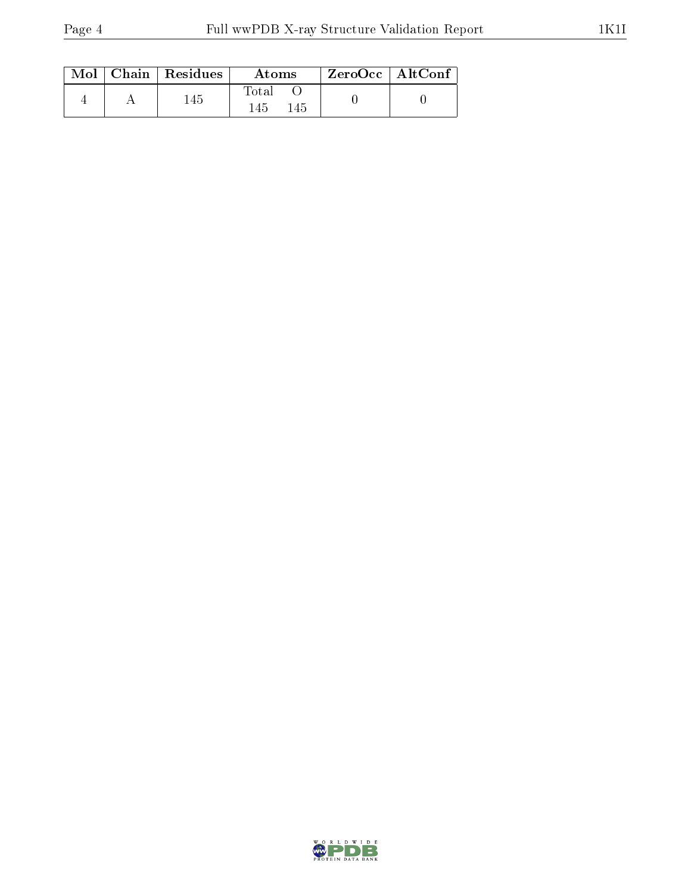| Mol | Chain | Residues | Atoms | | ZeroOcc | AltConf |
|---|---|---|---|---|---|---|
| | | | Total | O | | |
| 4 | A | 145 | 145 | 145 | 0 | 0 |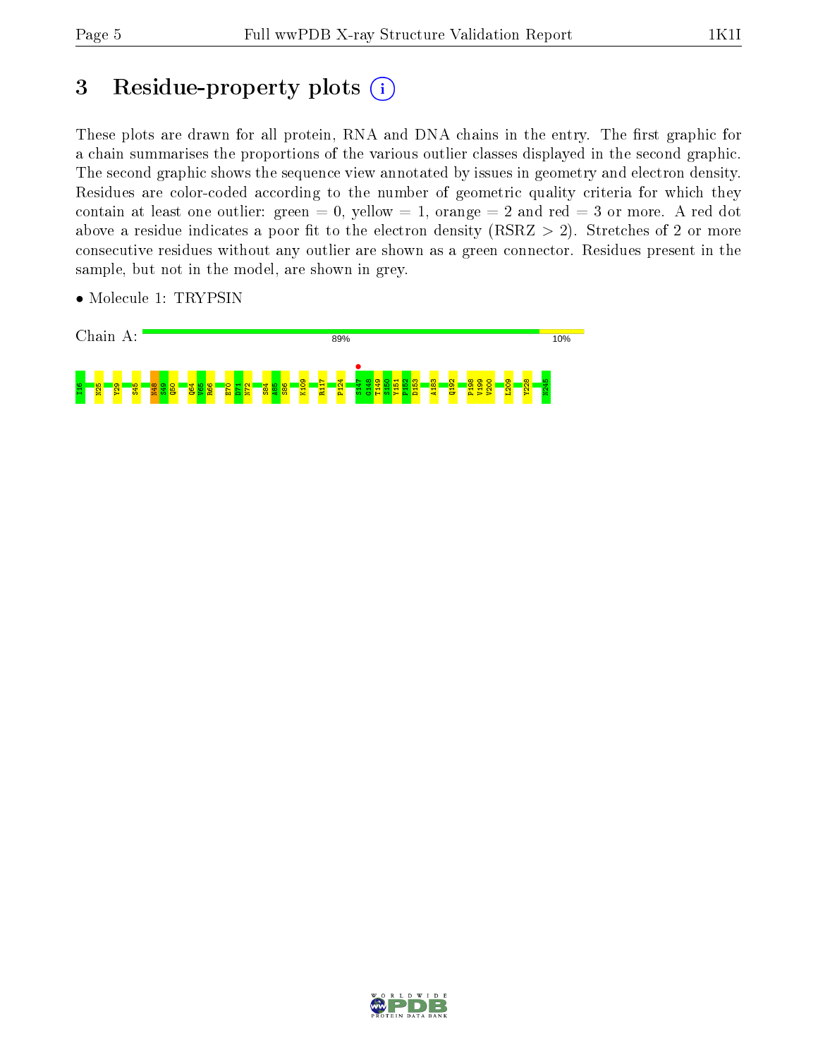# 3 Residue-property plots

These plots are drawn for all protein, RNA and DNA chains in the entry. The first graphic for a chain summarises the proportions of the various outlier classes displayed in the second graphic. The second graphic shows the sequence view annotated by issues in geometry and electron density. Residues are color-coded according to the number of geometric quality criteria for which they contain at least one outlier: green = 0, yellow = 1, orange = 2 and red = 3 or more. A red dot above a residue indicates a poor fit to the electron density (RSRZ > 2). Stretches of 2 or more consecutive residues without any outlier are shown as a green connector. Residues present in the sample, but not in the model, are shown in grey.

- Molecule 1: TRYPSIN

Chain A: 89% 10%

I16 N25 Y29 S45 N48 S49 Q50 Q64 V65 R66 E70 D71 N72 S84 A85 S86 K109 R117 P124 S147 G148 T149 S150 Y151 P152 D153 A183 Q192 P198 V199 V200 L209 Y228 N245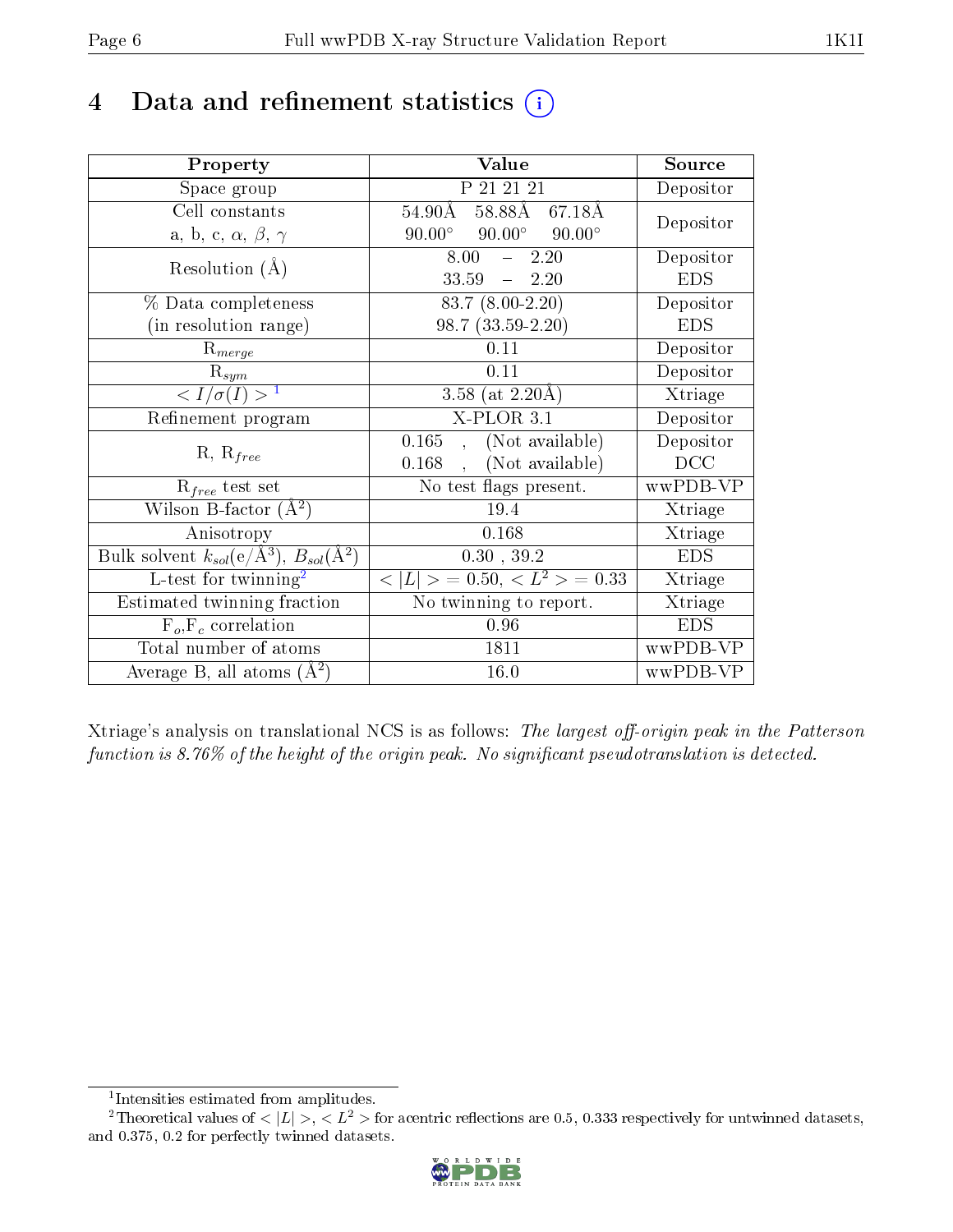# 4 Data and refinement statistics (i)

| Property | Value | Source |
|---|---|---|
| Space group | P 21 21 21 | Depositor |
| Cell constants<br>a, b, c, $\alpha$, $\beta$, $\gamma$ | 54.90Å 58.88Å 67.18Å<br>90.00° 90.00° 90.00° | Depositor |
| Resolution (Å) | 8.00 – 2.20<br>33.59 – 2.20 | Depositor<br>EDS |
| % Data completeness<br>(in resolution range) | 83.7 (8.00-2.20)<br>98.7 (33.59-2.20) | Depositor<br>EDS |
| $R_{merge}$ | 0.11 | Depositor |
| $R_{sym}$ | 0.11 | Depositor |
| $< I/\sigma(I) >$ [1] | 3.58 (at 2.20Å) | Xtriage |
| Refinement program | X-PLOR 3.1 | Depositor |
| R, $R_{free}$ | 0.165 , (Not available)<br>0.168 , (Not available) | Depositor<br>DCC |
| $R_{free}$ test set | No test flags present. | wwPDB-VP |
| Wilson B-factor (Å$^2$) | 19.4 | Xtriage |
| Anisotropy | 0.168 | Xtriage |
| Bulk solvent $k_{sol}$(e/Å$^3$), $B_{sol}$(Å$^2$) | 0.30 , 39.2 | EDS |
| L-test for twinning[2] | $< \|L\| >$ = 0.50, $< L^2 >$ = 0.33 | Xtriage |
| Estimated twinning fraction | No twinning to report. | Xtriage |
| $F_o$,$F_c$ correlation | 0.96 | EDS |
| Total number of atoms | 1811 | wwPDB-VP |
| Average B, all atoms (Å$^2$) | 16.0 | wwPDB-VP |

Xtriage's analysis on translational NCS is as follows: *The largest off-origin peak in the Patterson function is 8.76% of the height of the origin peak. No significant pseudotranslation is detected.*

[1] Intensities estimated from amplitudes.

[2] Theoretical values of $< |L| >$, $< L^2 >$ for acentric reflections are 0.5, 0.333 respectively for untwinned datasets, and 0.375, 0.2 for perfectly twinned datasets.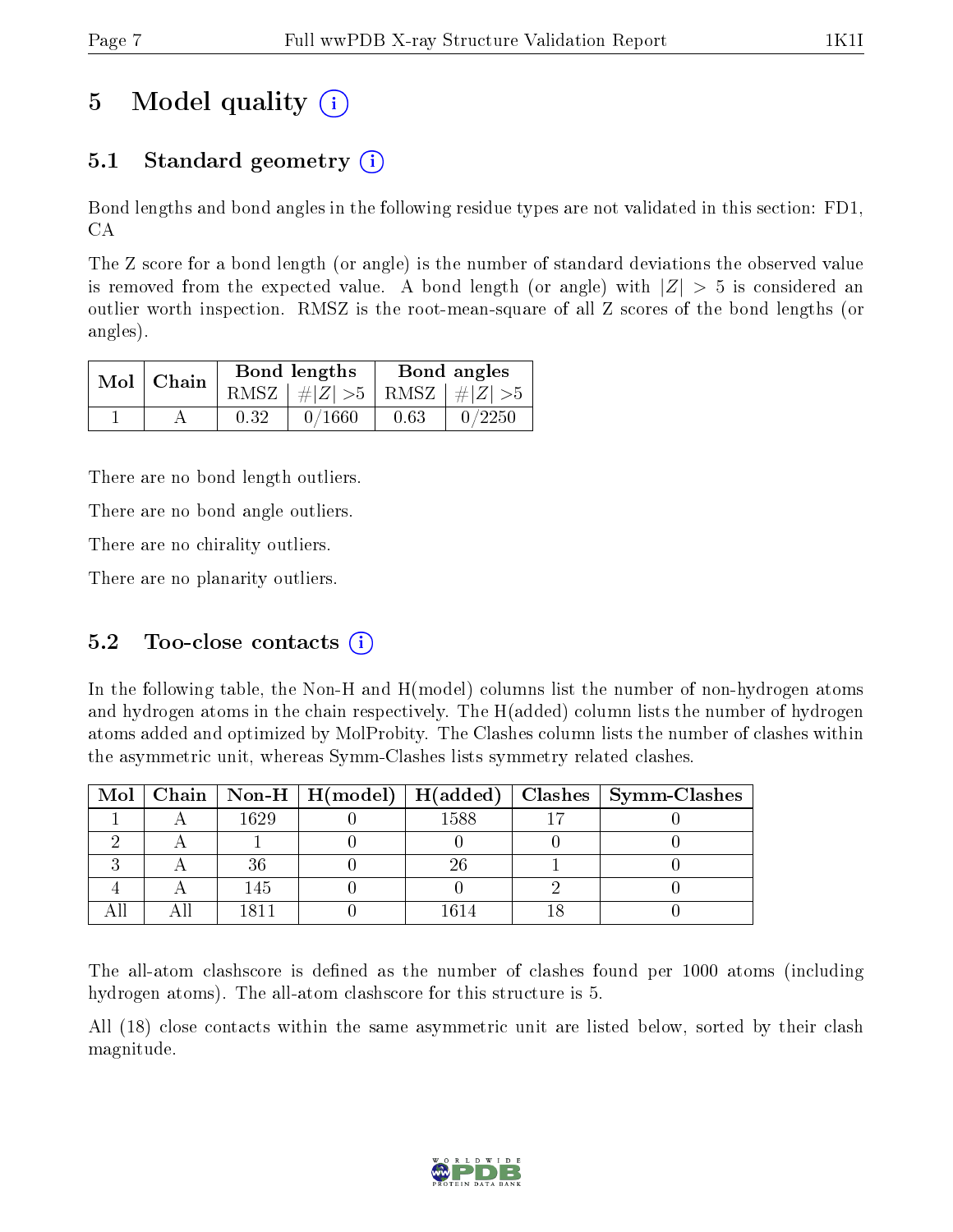# 5 Model quality

## 5.1 Standard geometry

Bond lengths and bond angles in the following residue types are not validated in this section: FD1, CA

The Z score for a bond length (or angle) is the number of standard deviations the observed value is removed from the expected value. A bond length (or angle) with $|Z| > 5$ is considered an outlier worth inspection. RMSZ is the root-mean-square of all Z scores of the bond lengths (or angles).

| Mol | Chain | Bond lengths | | Bond angles | |
|---|---|---|---|---|---|
| | | RMSZ | $\#\|Z\| > 5$ | RMSZ | $\#\|Z\| > 5$ |
| 1 | A | 0.32 | 0/1660 | 0.63 | 0/2250 |

There are no bond length outliers.

There are no bond angle outliers.

There are no chirality outliers.

There are no planarity outliers.

## 5.2 Too-close contacts

In the following table, the Non-H and H(model) columns list the number of non-hydrogen atoms and hydrogen atoms in the chain respectively. The H(added) column lists the number of hydrogen atoms added and optimized by MolProbity. The Clashes column lists the number of clashes within the asymmetric unit, whereas Symm-Clashes lists symmetry related clashes.

| Mol | Chain | Non-H | H(model) | H(added) | Clashes | Symm-Clashes |
|---|---|---|---|---|---|---|
| 1 | A | 1629 | 0 | 1588 | 17 | 0 |
| 2 | A | 1 | 0 | 0 | 0 | 0 |
| 3 | A | 36 | 0 | 26 | 1 | 0 |
| 4 | A | 145 | 0 | 0 | 2 | 0 |
| All | All | 1811 | 0 | 1614 | 18 | 0 |

The all-atom clashscore is defined as the number of clashes found per 1000 atoms (including hydrogen atoms). The all-atom clashscore for this structure is 5.

All (18) close contacts within the same asymmetric unit are listed below, sorted by their clash magnitude.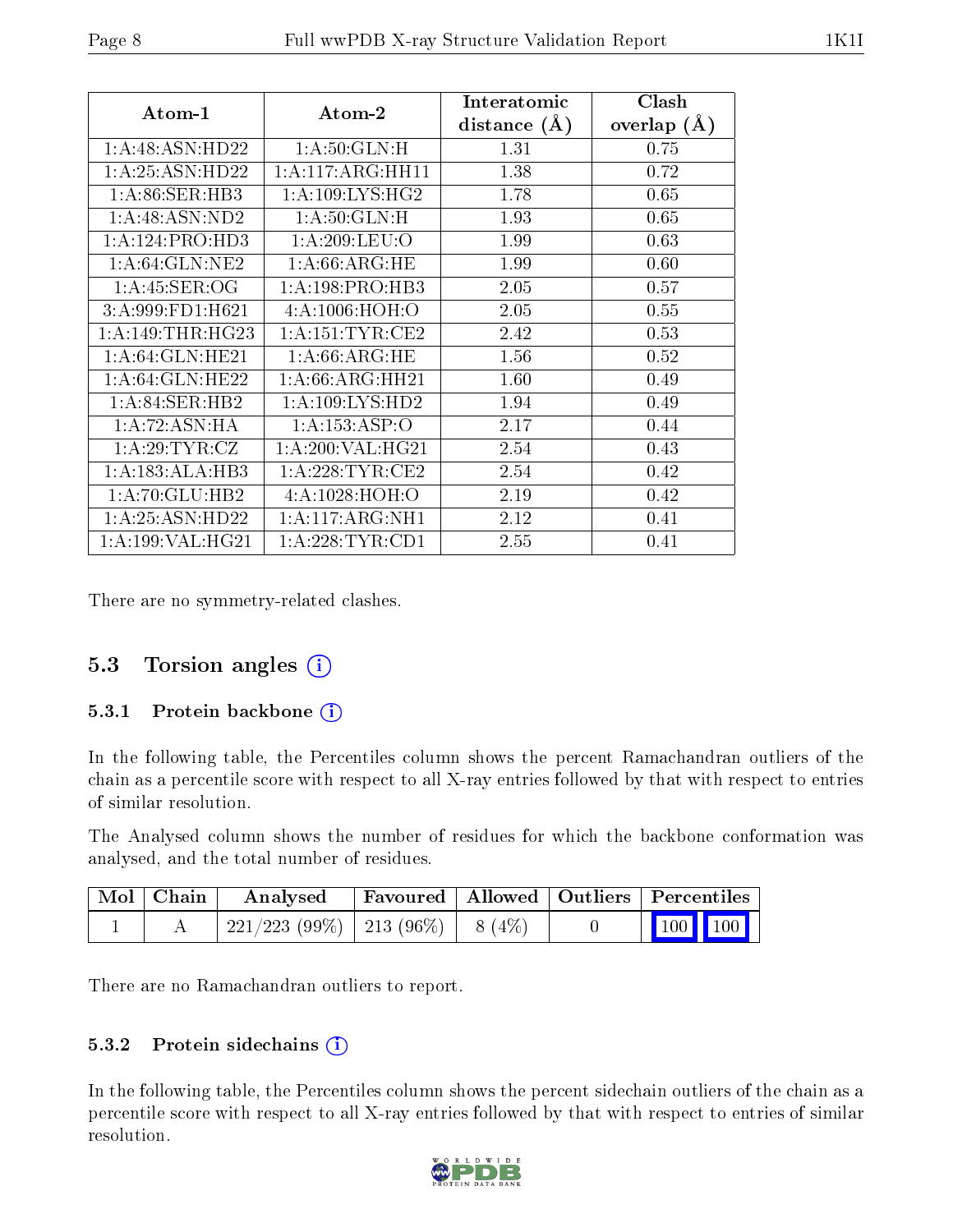| Atom-1 | Atom-2 | Interatomic distance (Å) | Clash overlap (Å) |
|---|---|---|---|
| 1:A:48:ASN:HD22 | 1:A:50:GLN:H | 1.31 | 0.75 |
| 1:A:25:ASN:HD22 | 1:A:117:ARG:HH11 | 1.38 | 0.72 |
| 1:A:86:SER:HB3 | 1:A:109:LYS:HG2 | 1.78 | 0.65 |
| 1:A:48:ASN:ND2 | 1:A:50:GLN:H | 1.93 | 0.65 |
| 1:A:124:PRO:HD3 | 1:A:209:LEU:O | 1.99 | 0.63 |
| 1:A:64:GLN:NE2 | 1:A:66:ARG:HE | 1.99 | 0.60 |
| 1:A:45:SER:OG | 1:A:198:PRO:HB3 | 2.05 | 0.57 |
| 3:A:999:FD1:H621 | 4:A:1006:HOH:O | 2.05 | 0.55 |
| 1:A:149:THR:HG23 | 1:A:151:TYR:CE2 | 2.42 | 0.53 |
| 1:A:64:GLN:HE21 | 1:A:66:ARG:HE | 1.56 | 0.52 |
| 1:A:64:GLN:HE22 | 1:A:66:ARG:HH21 | 1.60 | 0.49 |
| 1:A:84:SER:HB2 | 1:A:109:LYS:HD2 | 1.94 | 0.49 |
| 1:A:72:ASN:HA | 1:A:153:ASP:O | 2.17 | 0.44 |
| 1:A:29:TYR:CZ | 1:A:200:VAL:HG21 | 2.54 | 0.43 |
| 1:A:183:ALA:HB3 | 1:A:228:TYR:CE2 | 2.54 | 0.42 |
| 1:A:70:GLU:HB2 | 4:A:1028:HOH:O | 2.19 | 0.42 |
| 1:A:25:ASN:HD22 | 1:A:117:ARG:NH1 | 2.12 | 0.41 |
| 1:A:199:VAL:HG21 | 1:A:228:TYR:CD1 | 2.55 | 0.41 |

There are no symmetry-related clashes.

## 5.3 Torsion angles

### 5.3.1 Protein backbone

In the following table, the Percentiles column shows the percent Ramachandran outliers of the chain as a percentile score with respect to all X-ray entries followed by that with respect to entries of similar resolution.

The Analysed column shows the number of residues for which the backbone conformation was analysed, and the total number of residues.

| Mol | Chain | Analysed | Favoured | Allowed | Outliers | Percentiles |
|---|---|---|---|---|---|---|
| 1 | A | 221/223 (99%) | 213 (96%) | 8 (4%) | 0 | 100 100 |

There are no Ramachandran outliers to report.

### 5.3.2 Protein sidechains

In the following table, the Percentiles column shows the percent sidechain outliers of the chain as a percentile score with respect to all X-ray entries followed by that with respect to entries of similar resolution.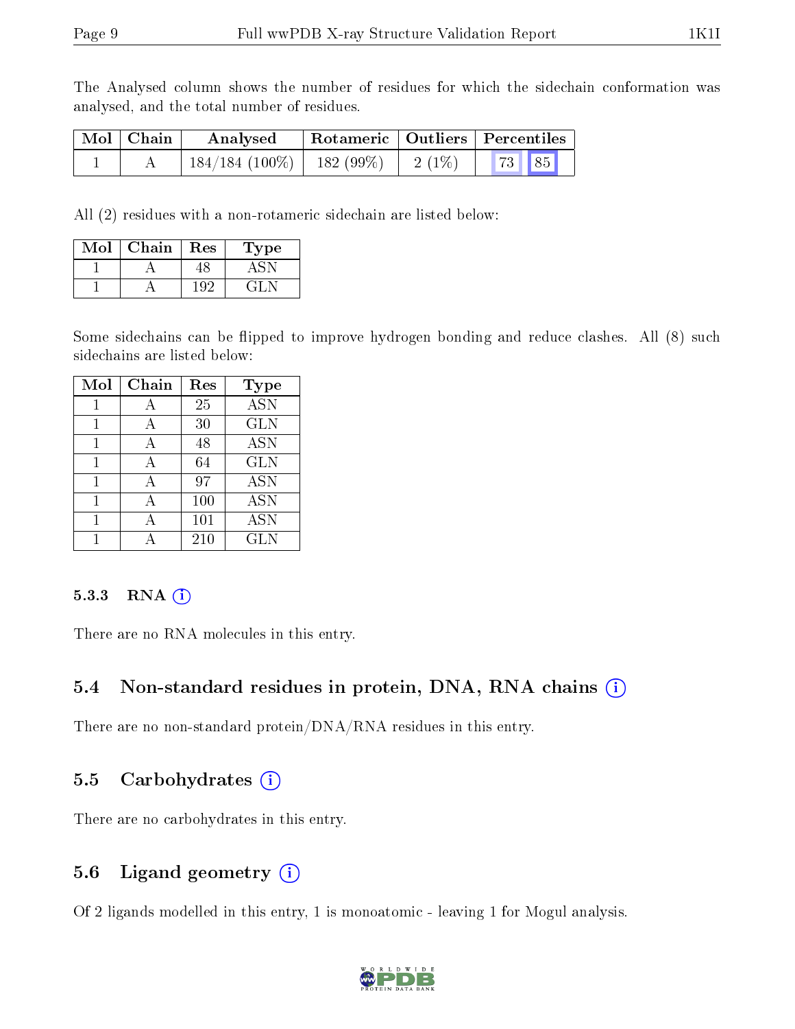The Analysed column shows the number of residues for which the sidechain conformation was analysed, and the total number of residues.

| Mol | Chain | Analysed | Rotameric | Outliers | Percentiles | |
|---|---|---|---|---|---|---|
| 1 | A | 184/184 (100%) | 182 (99%) | 2 (1%) | 73 | 85 |

All (2) residues with a non-rotameric sidechain are listed below:

| Mol | Chain | Res | Type |
|---|---|---|---|
| 1 | A | 48 | ASN |
| 1 | A | 192 | GLN |

Some sidechains can be flipped to improve hydrogen bonding and reduce clashes. All (8) such sidechains are listed below:

| Mol | Chain | Res | Type |
|---|---|---|---|
| 1 | A | 25 | ASN |
| 1 | A | 30 | GLN |
| 1 | A | 48 | ASN |
| 1 | A | 64 | GLN |
| 1 | A | 97 | ASN |
| 1 | A | 100 | ASN |
| 1 | A | 101 | ASN |
| 1 | A | 210 | GLN |

#### 5.3.3 RNA

There are no RNA molecules in this entry.

### 5.4 Non-standard residues in protein, DNA, RNA chains

There are no non-standard protein/DNA/RNA residues in this entry.

### 5.5 Carbohydrates

There are no carbohydrates in this entry.

### 5.6 Ligand geometry

Of 2 ligands modelled in this entry, 1 is monoatomic - leaving 1 for Mogul analysis.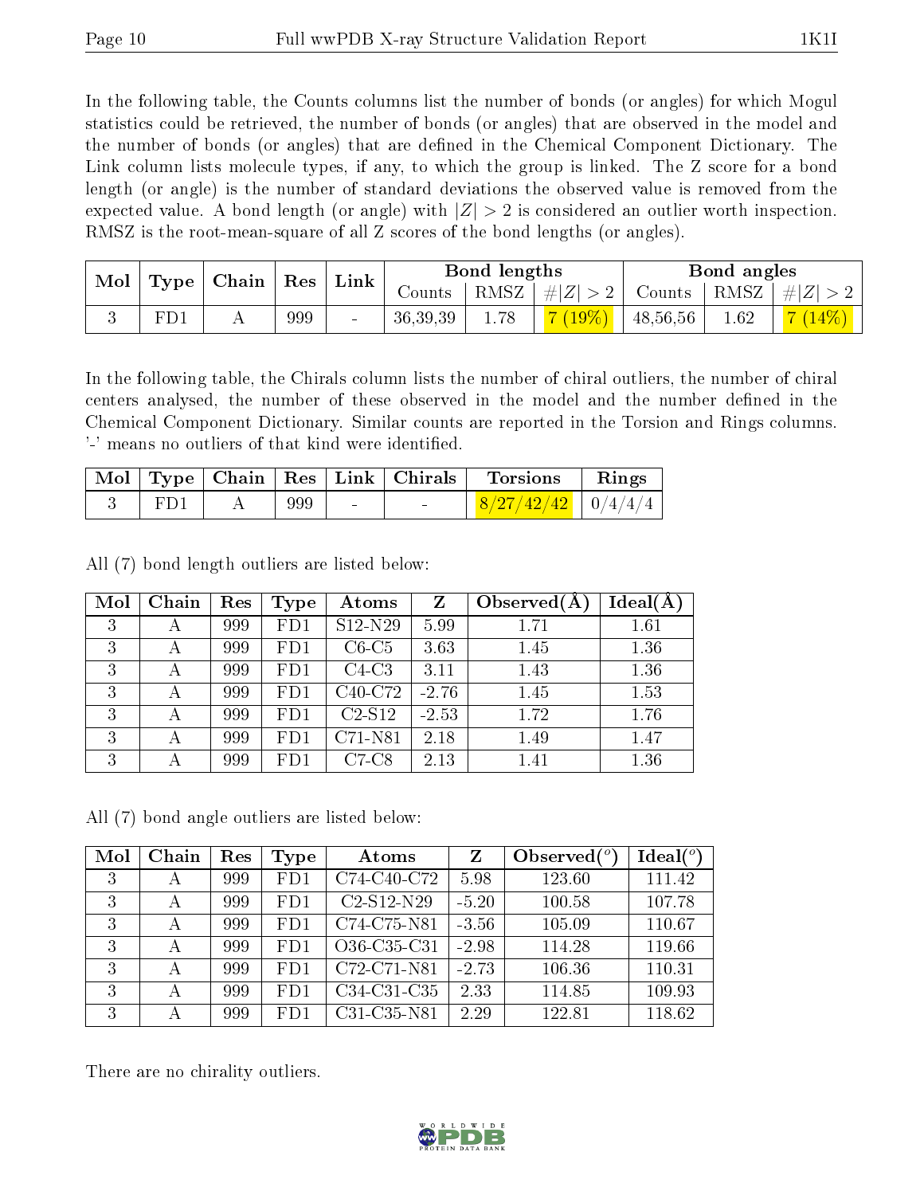In the following table, the Counts columns list the number of bonds (or angles) for which Mogul statistics could be retrieved, the number of bonds (or angles) that are observed in the model and the number of bonds (or angles) that are defined in the Chemical Component Dictionary. The Link column lists molecule types, if any, to which the group is linked. The Z score for a bond length (or angle) is the number of standard deviations the observed value is removed from the expected value. A bond length (or angle) with $|Z| > 2$ is considered an outlier worth inspection. RMSZ is the root-mean-square of all Z scores of the bond lengths (or angles).

| Mol | Type | Chain | Res | Link | Bond lengths | | | Bond angles | | |
|---|---|---|---|---|---|---|---|---|---|---|
| | | | | | Counts | RMSZ | $\#\|Z\| > 2$ | Counts | RMSZ | $\#\|Z\| > 2$ |
| 3 | FD1 | A | 999 | - | 36,39,39 | 1.78 | 7 (19%) | 48,56,56 | 1.62 | 7 (14%) |

In the following table, the Chirals column lists the number of chiral outliers, the number of chiral centers analysed, the number of these observed in the model and the number defined in the Chemical Component Dictionary. Similar counts are reported in the Torsion and Rings columns. '-' means no outliers of that kind were identified.

| Mol | Type | Chain | Res | Link | Chirals | Torsions | Rings |
|---|---|---|---|---|---|---|---|
| 3 | FD1 | A | 999 | - | - | 8/27/42/42 | 0/4/4/4 |

All (7) bond length outliers are listed below:

| Mol | Chain | Res | Type | Atoms | Z | Observed(Å) | Ideal(Å) |
|---|---|---|---|---|---|---|---|
| 3 | A | 999 | FD1 | S12-N29 | 5.99 | 1.71 | 1.61 |
| 3 | A | 999 | FD1 | C6-C5 | 3.63 | 1.45 | 1.36 |
| 3 | A | 999 | FD1 | C4-C3 | 3.11 | 1.43 | 1.36 |
| 3 | A | 999 | FD1 | C40-C72 | -2.76 | 1.45 | 1.53 |
| 3 | A | 999 | FD1 | C2-S12 | -2.53 | 1.72 | 1.76 |
| 3 | A | 999 | FD1 | C71-N81 | 2.18 | 1.49 | 1.47 |
| 3 | A | 999 | FD1 | C7-C8 | 2.13 | 1.41 | 1.36 |

All (7) bond angle outliers are listed below:

| Mol | Chain | Res | Type | Atoms | Z | Observed(°) | Ideal(°) |
|---|---|---|---|---|---|---|---|
| 3 | A | 999 | FD1 | C74-C40-C72 | 5.98 | 123.60 | 111.42 |
| 3 | A | 999 | FD1 | C2-S12-N29 | -5.20 | 100.58 | 107.78 |
| 3 | A | 999 | FD1 | C74-C75-N81 | -3.56 | 105.09 | 110.67 |
| 3 | A | 999 | FD1 | O36-C35-C31 | -2.98 | 114.28 | 119.66 |
| 3 | A | 999 | FD1 | C72-C71-N81 | -2.73 | 106.36 | 110.31 |
| 3 | A | 999 | FD1 | C34-C31-C35 | 2.33 | 114.85 | 109.93 |
| 3 | A | 999 | FD1 | C31-C35-N81 | 2.29 | 122.81 | 118.62 |

There are no chirality outliers.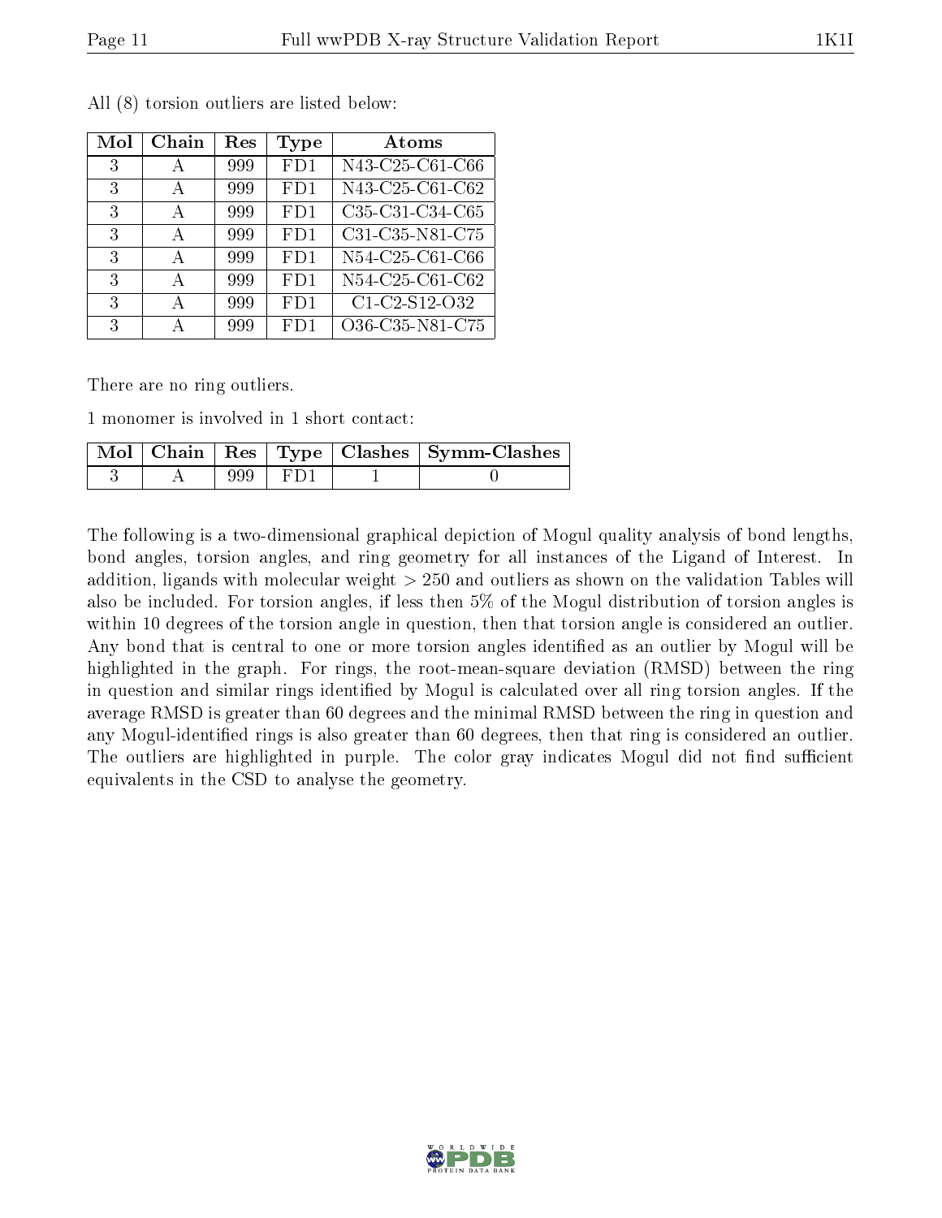All (8) torsion outliers are listed below:

| Mol | Chain | Res | Type | Atoms |
|---|---|---|---|---|
| 3 | A | 999 | FD1 | N43-C25-C61-C66 |
| 3 | A | 999 | FD1 | N43-C25-C61-C62 |
| 3 | A | 999 | FD1 | C35-C31-C34-C65 |
| 3 | A | 999 | FD1 | C31-C35-N81-C75 |
| 3 | A | 999 | FD1 | N54-C25-C61-C66 |
| 3 | A | 999 | FD1 | N54-C25-C61-C62 |
| 3 | A | 999 | FD1 | C1-C2-S12-O32 |
| 3 | A | 999 | FD1 | O36-C35-N81-C75 |

There are no ring outliers.

1 monomer is involved in 1 short contact:

| Mol | Chain | Res | Type | Clashes | Symm-Clashes |
|---|---|---|---|---|---|
| 3 | A | 999 | FD1 | 1 | 0 |

The following is a two-dimensional graphical depiction of Mogul quality analysis of bond lengths, bond angles, torsion angles, and ring geometry for all instances of the Ligand of Interest. In addition, ligands with molecular weight > 250 and outliers as shown on the validation Tables will also be included. For torsion angles, if less then 5% of the Mogul distribution of torsion angles is within 10 degrees of the torsion angle in question, then that torsion angle is considered an outlier. Any bond that is central to one or more torsion angles identified as an outlier by Mogul will be highlighted in the graph. For rings, the root-mean-square deviation (RMSD) between the ring in question and similar rings identified by Mogul is calculated over all ring torsion angles. If the average RMSD is greater than 60 degrees and the minimal RMSD between the ring in question and any Mogul-identified rings is also greater than 60 degrees, then that ring is considered an outlier. The outliers are highlighted in purple. The color gray indicates Mogul did not find sufficient equivalents in the CSD to analyse the geometry.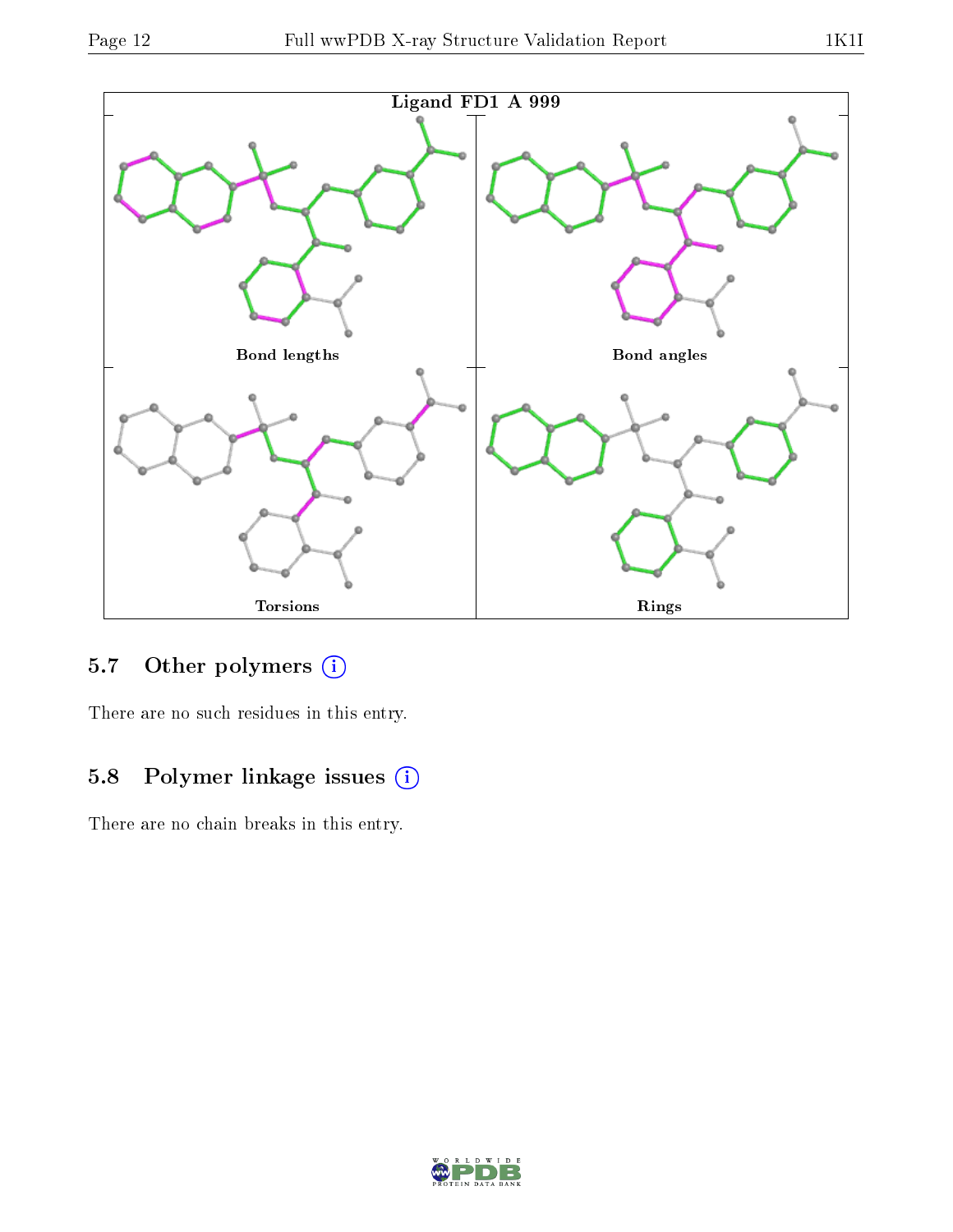Ligand FD1 A 999

Bond lengths

Bond angles

Torsions

Rings

## 5.7 Other polymers (i)

There are no such residues in this entry.

## 5.8 Polymer linkage issues (i)

There are no chain breaks in this entry.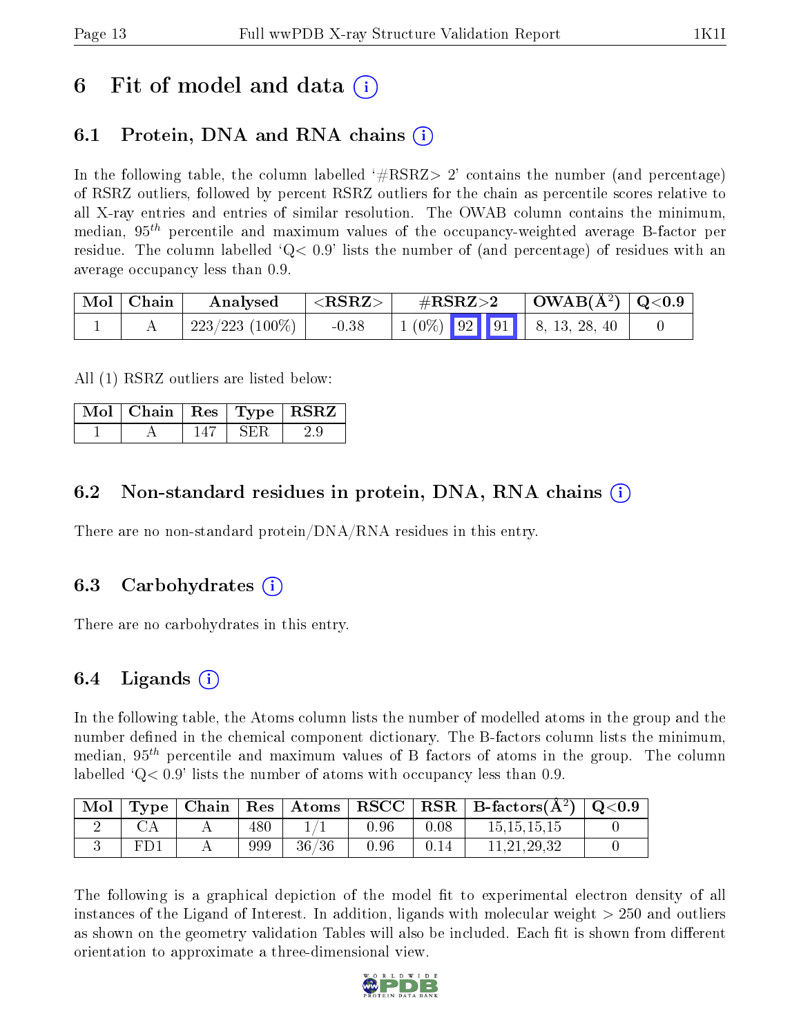# 6 Fit of model and data (i)

## 6.1 Protein, DNA and RNA chains (i)

In the following table, the column labelled '#RSRZ> 2' contains the number (and percentage) of RSRZ outliers, followed by percent RSRZ outliers for the chain as percentile scores relative to all X-ray entries and entries of similar resolution. The OWAB column contains the minimum, median, $95^{th}$ percentile and maximum values of the occupancy-weighted average B-factor per residue. The column labelled 'Q< 0.9' lists the number of (and percentage) of residues with an average occupancy less than 0.9.

| Mol | Chain | Analysed | <RSRZ> | #RSRZ>2 | | | OWAB(Å$^2$) | Q<0.9 |
|---|---|---|---|---|---|---|---|---|
| 1 | A | 223/223 (100%) | -0.38 | 1 (0%) | 92 | 91 | 8, 13, 28, 40 | 0 |

All (1) RSRZ outliers are listed below:

| Mol | Chain | Res | Type | RSRZ |
|---|---|---|---|---|
| 1 | A | 147 | SER | 2.9 |

## 6.2 Non-standard residues in protein, DNA, RNA chains (i)

There are no non-standard protein/DNA/RNA residues in this entry.

## 6.3 Carbohydrates (i)

There are no carbohydrates in this entry.

## 6.4 Ligands (i)

In the following table, the Atoms column lists the number of modelled atoms in the group and the number defined in the chemical component dictionary. The B-factors column lists the minimum, median, $95^{th}$ percentile and maximum values of B factors of atoms in the group. The column labelled 'Q< 0.9' lists the number of atoms with occupancy less than 0.9.

| Mol | Type | Chain | Res | Atoms | RSCC | RSR | B-factors(Å$^2$) | Q<0.9 |
|---|---|---|---|---|---|---|---|---|
| 2 | CA | A | 480 | 1/1 | 0.96 | 0.08 | 15,15,15,15 | 0 |
| 3 | FD1 | A | 999 | 36/36 | 0.96 | 0.14 | 11,21,29,32 | 0 |

The following is a graphical depiction of the model fit to experimental electron density of all instances of the Ligand of Interest. In addition, ligands with molecular weight > 250 and outliers as shown on the geometry validation Tables will also be included. Each fit is shown from different orientation to approximate a three-dimensional view.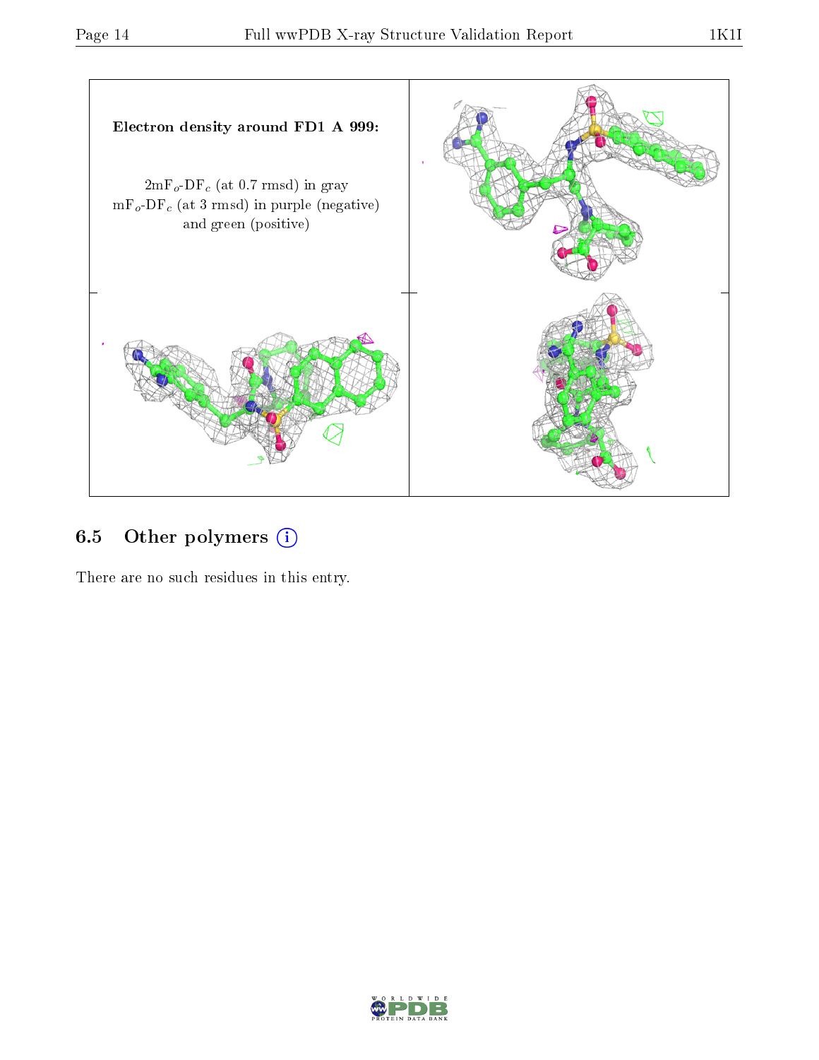**Electron density around FD1 A 999:**

$2mF_o$-$DF_c$ (at 0.7 rmsd) in gray
$mF_o$-$DF_c$ (at 3 rmsd) in purple (negative)
and green (positive)

## 6.5 Other polymers

There are no such residues in this entry.